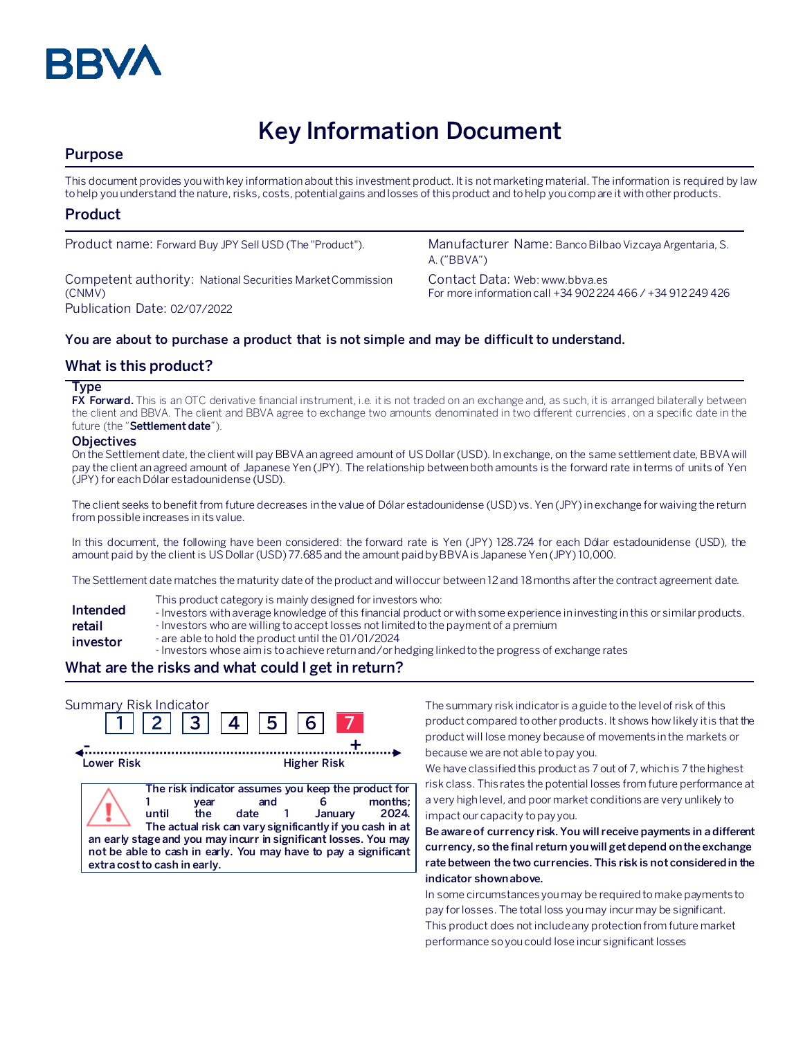BBVA

# Key Information Document

## Purpose

This document provides you with key information about this investment product. It is not marketing material. The information is required by law to help you understand the nature, risks, costs, potential gains and losses of this product and to help you compare it with other products.

## Product

Product name: Forward Buy JPY Sell USD (The "Product").

Manufacturer Name: Banco Bilbao Vizcaya Argentaria, S. A. ("BBVA")

Competent authority: National Securities Market Commission (CNMV)

Contact Data: Web: www.bbva.es
For more information call +34 902 224 466 / +34 912 249 426

Publication Date: 02/07/2022

**You are about to purchase a product that is not simple and may be difficult to understand.**

## What is this product?

### Type

**FX Forward.** This is an OTC derivative financial instrument, i.e. it is not traded on an exchange and, as such, it is arranged bilaterally between the client and BBVA. The client and BBVA agree to exchange two amounts denominated in two different currencies, on a specific date in the future (the "**Settlement date**").

### Objectives

On the Settlement date, the client will pay BBVA an agreed amount of US Dollar (USD). In exchange, on the same settlement date, BBVA will pay the client an agreed amount of Japanese Yen (JPY). The relationship between both amounts is the forward rate in terms of units of Yen (JPY) for each Dólar estadounidense (USD).

The client seeks to benefit from future decreases in the value of Dólar estadounidense (USD) vs. Yen (JPY) in exchange for waiving the return from possible increases in its value.

In this document, the following have been considered: the forward rate is Yen (JPY) 128.724 for each Dólar estadounidense (USD), the amount paid by the client is US Dollar (USD) 77.685 and the amount paid by BBVA is Japanese Yen (JPY) 10,000.

The Settlement date matches the maturity date of the product and will occur between 12 and 18 months after the contract agreement date.

**Intended retail investor**

This product category is mainly designed for investors who:
- Investors with average knowledge of this financial product or with some experience in investing in this or similar products.
- Investors who are willing to accept losses not limited to the payment of a premium
- are able to hold the product until the 01/01/2024
- Investors whose aim is to achieve return and/or hedging linked to the progress of exchange rates

## What are the risks and what could I get in return?

Summary Risk Indicator

1 | 2 | 3 | 4 | 5 | 6 | **7**

Lower Risk ← → Higher Risk

**The risk indicator assumes you keep the product for 1 year and 6 months; until the date 1 January 2024. The actual risk can vary significantly if you cash in at an early stage and you may incurr in significant losses. You may not be able to cash in early. You may have to pay a significant extra cost to cash in early.**

The summary risk indicator is a guide to the level of risk of this product compared to other products. It shows how likely it is that the product will lose money because of movements in the markets or because we are not able to pay you.

We have classified this product as 7 out of 7, which is 7 the highest risk class. This rates the potential losses from future performance at a very high level, and poor market conditions are very unlikely to impact our capacity to pay you.

**Be aware of currency risk. You will receive payments in a different currency, so the final return you will get depend on the exchange rate between the two currencies. This risk is not considered in the indicator shown above.**

In some circumstances you may be required to make payments to pay for losses. The total loss you may incur may be significant.

This product does not include any protection from future market performance so you could lose incur significant losses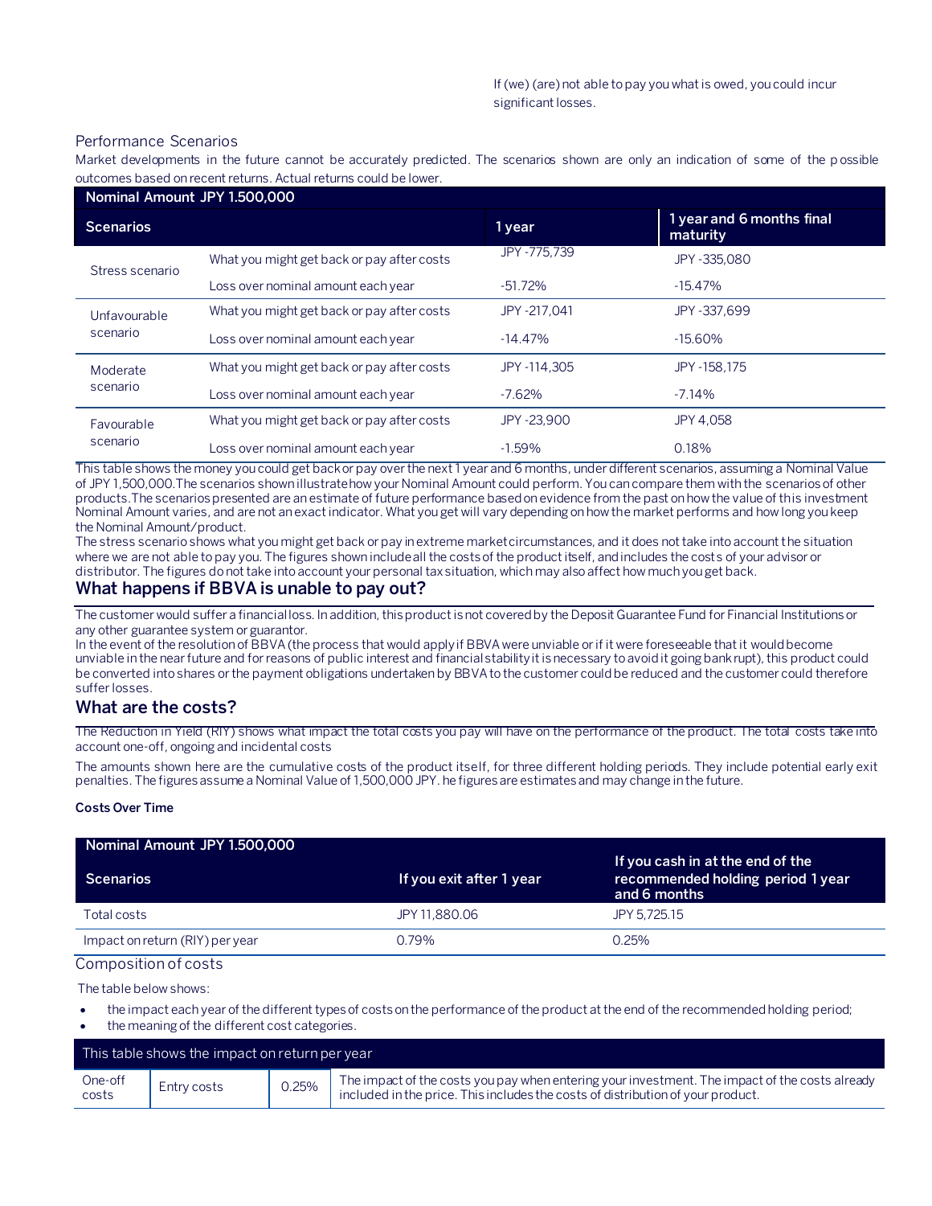If (we) (are) not able to pay you what is owed, you could incur significant losses.

## Performance Scenarios

Market developments in the future cannot be accurately predicted. The scenarios shown are only an indication of some of the possible outcomes based on recent returns. Actual returns could be lower.

| Nominal Amount JPY 1.500,000 | | | |
|---|---|---|---|
| **Scenarios** | | **1 year** | **1 year and 6 months final maturity** |
| Stress scenario | What you might get back or pay after costs | JPY -775,739 | JPY -335,080 |
| | Loss over nominal amount each year | -51.72% | -15.47% |
| Unfavourable scenario | What you might get back or pay after costs | JPY -217,041 | JPY -337,699 |
| | Loss over nominal amount each year | -14.47% | -15.60% |
| Moderate scenario | What you might get back or pay after costs | JPY -114,305 | JPY -158,175 |
| | Loss over nominal amount each year | -7.62% | -7.14% |
| Favourable scenario | What you might get back or pay after costs | JPY -23,900 | JPY 4,058 |
| | Loss over nominal amount each year | -1.59% | 0.18% |

This table shows the money you could get back or pay over the next 1 year and 6 months, under different scenarios, assuming a Nominal Value of JPY 1,500,000.The scenarios shown illustrate how your Nominal Amount could perform. You can compare them with the scenarios of other products.The scenarios presented are an estimate of future performance based on evidence from the past on how the value of this investment Nominal Amount varies, and are not an exact indicator. What you get will vary depending on how the market performs and how long you keep the Nominal Amount/product.

The stress scenario shows what you might get back or pay in extreme market circumstances, and it does not take into account the situation where we are not able to pay you. The figures shown include all the costs of the product itself, and includes the costs of your advisor or distributor. The figures do not take into account your personal tax situation, which may also affect how much you get back.

## What happens if BBVA is unable to pay out?

The customer would suffer a financial loss. In addition, this product is not covered by the Deposit Guarantee Fund for Financial Institutions or any other guarantee system or guarantor.

In the event of the resolution of BBVA (the process that would apply if BBVA were unviable or if it were foreseeable that it would become unviable in the near future and for reasons of public interest and financial stability it is necessary to avoid it going bankrupt), this product could be converted into shares or the payment obligations undertaken by BBVA to the customer could be reduced and the customer could therefore suffer losses.

## What are the costs?

The Reduction in Yield (RIY) shows what impact the total costs you pay will have on the performance of the product. The total costs take into account one-off, ongoing and incidental costs

The amounts shown here are the cumulative costs of the product itself, for three different holding periods. They include potential early exit penalties. The figures assume a Nominal Value of 1,500,000 JPY. he figures are estimates and may change in the future.

**Costs Over Time**

| Nominal Amount JPY 1.500,000 | | |
|---|---|---|
| **Scenarios** | **If you exit after 1 year** | **If you cash in at the end of the recommended holding period 1 year and 6 months** |
| Total costs | JPY 11,880.06 | JPY 5,725.15 |
| Impact on return (RIY) per year | 0.79% | 0.25% |

### Composition of costs

The table below shows:

- the impact each year of the different types of costs on the performance of the product at the end of the recommended holding period;
- the meaning of the different cost categories.

| This table shows the impact on return per year | | | |
|---|---|---|---|
| One-off costs | Entry costs | 0.25% | The impact of the costs you pay when entering your investment. The impact of the costs already included in the price. This includes the costs of distribution of your product. |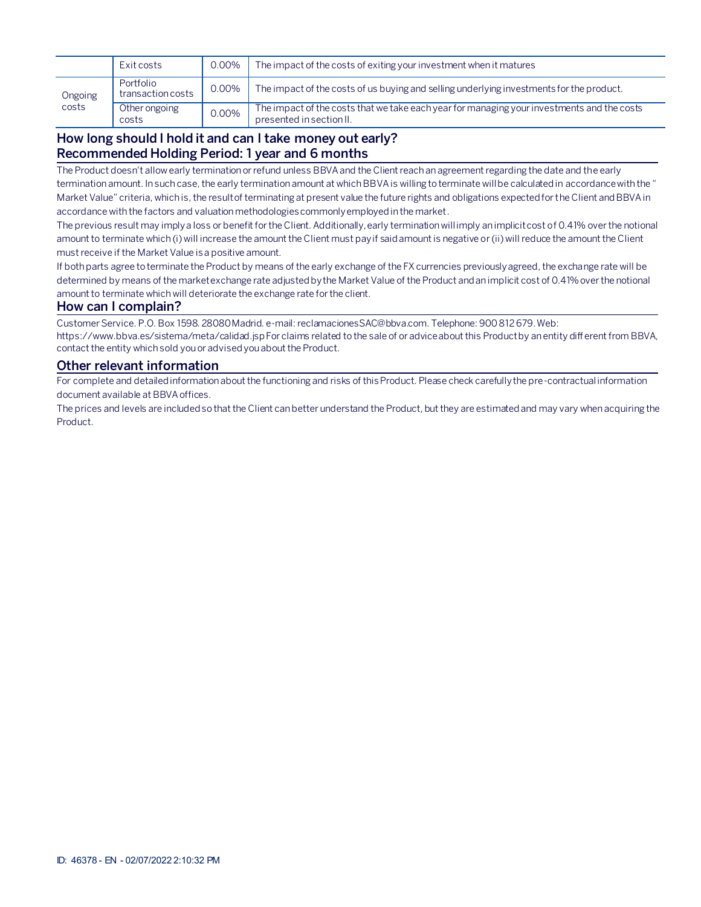| | | | |
|---|---|---|---|
| | Exit costs | 0.00% | The impact of the costs of exiting your investment when it matures |
| Ongoing costs | Portfolio transaction costs | 0.00% | The impact of the costs of us buying and selling underlying investments for the product. |
| | Other ongoing costs | 0.00% | The impact of the costs that we take each year for managing your investments and the costs presented in section II. |

## How long should I hold it and can I take money out early?
## Recommended Holding Period: 1 year and 6 months

The Product doesn't allow early termination or refund unless BBVA and the Client reach an agreement regarding the date and the early termination amount. In such case, the early termination amount at which BBVA is willing to terminate will be calculated in accordance with the " Market Value" criteria, which is, the result of terminating at present value the future rights and obligations expected for the Client and BBVA in accordance with the factors and valuation methodologies commonly employed in the market.

The previous result may imply a loss or benefit for the Client. Additionally, early termination will imply an implicit cost of 0.41% over the notional amount to terminate which (i) will increase the amount the Client must pay if said amount is negative or (ii) will reduce the amount the Client must receive if the Market Value is a positive amount.

If both parts agree to terminate the Product by means of the early exchange of the FX currencies previously agreed, the exchange rate will be determined by means of the market exchange rate adjusted by the Market Value of the Product and an implicit cost of 0.41% over the notional amount to terminate which will deteriorate the exchange rate for the client.

## How can I complain?

Customer Service. P.O. Box 1598. 28080 Madrid. e-mail: reclamacionesSAC@bbva.com. Telephone: 900 812 679. Web: https://www.bbva.es/sistema/meta/calidad.jsp For claims related to the sale of or advice about this Product by an entity different from BBVA, contact the entity which sold you or advised you about the Product.

## Other relevant information

For complete and detailed information about the functioning and risks of this Product. Please check carefully the pre-contractual information document available at BBVA offices.

The prices and levels are included so that the Client can better understand the Product, but they are estimated and may vary when acquiring the Product.

ID: 46378 - EN - 02/07/2022 2:10:32 PM